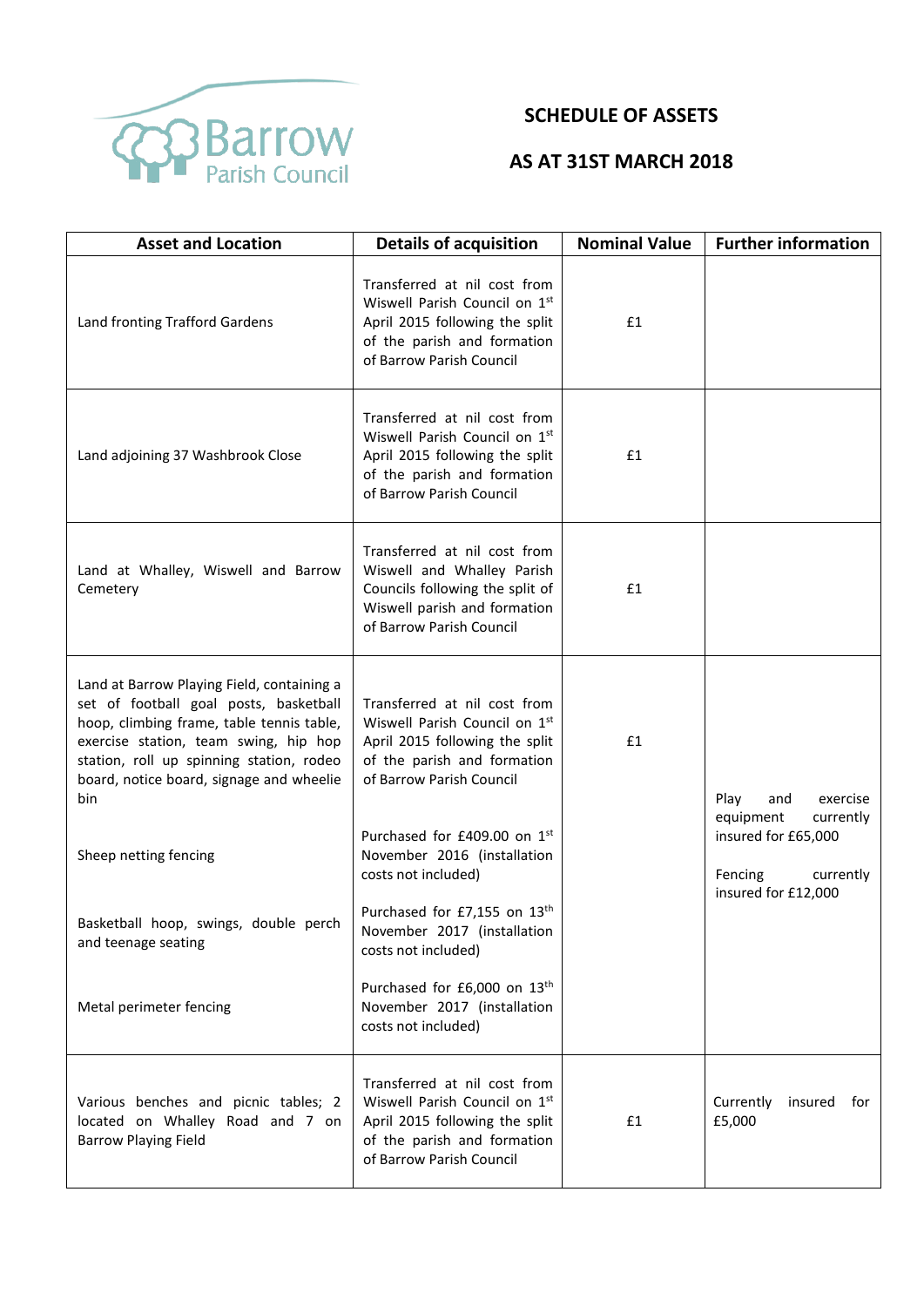Barrow Parish Council

# SCHEDULE OF ASSETS

## AS AT 31ST MARCH 2018

| Asset and Location | Details of acquisition | Nominal Value | Further information |
|---|---|---|---|
| Land fronting Trafford Gardens | Transferred at nil cost from Wiswell Parish Council on 1st April 2015 following the split of the parish and formation of Barrow Parish Council | £1 | |
| Land adjoining 37 Washbrook Close | Transferred at nil cost from Wiswell Parish Council on 1st April 2015 following the split of the parish and formation of Barrow Parish Council | £1 | |
| Land at Whalley, Wiswell and Barrow Cemetery | Transferred at nil cost from Wiswell and Whalley Parish Councils following the split of Wiswell parish and formation of Barrow Parish Council | £1 | |
| Land at Barrow Playing Field, containing a set of football goal posts, basketball hoop, climbing frame, table tennis table, exercise station, team swing, hip hop station, roll up spinning station, rodeo board, notice board, signage and wheelie bin | Transferred at nil cost from Wiswell Parish Council on 1st April 2015 following the split of the parish and formation of Barrow Parish Council | £1 | Play and exercise equipment currently insured for £65,000<br><br>Fencing currently insured for £12,000 |
| Sheep netting fencing | Purchased for £409.00 on 1st November 2016 (installation costs not included) | | |
| Basketball hoop, swings, double perch and teenage seating | Purchased for £7,155 on 13th November 2017 (installation costs not included) | | |
| Metal perimeter fencing | Purchased for £6,000 on 13th November 2017 (installation costs not included) | | |
| Various benches and picnic tables; 2 located on Whalley Road and 7 on Barrow Playing Field | Transferred at nil cost from Wiswell Parish Council on 1st April 2015 following the split of the parish and formation of Barrow Parish Council | £1 | Currently insured for £5,000 |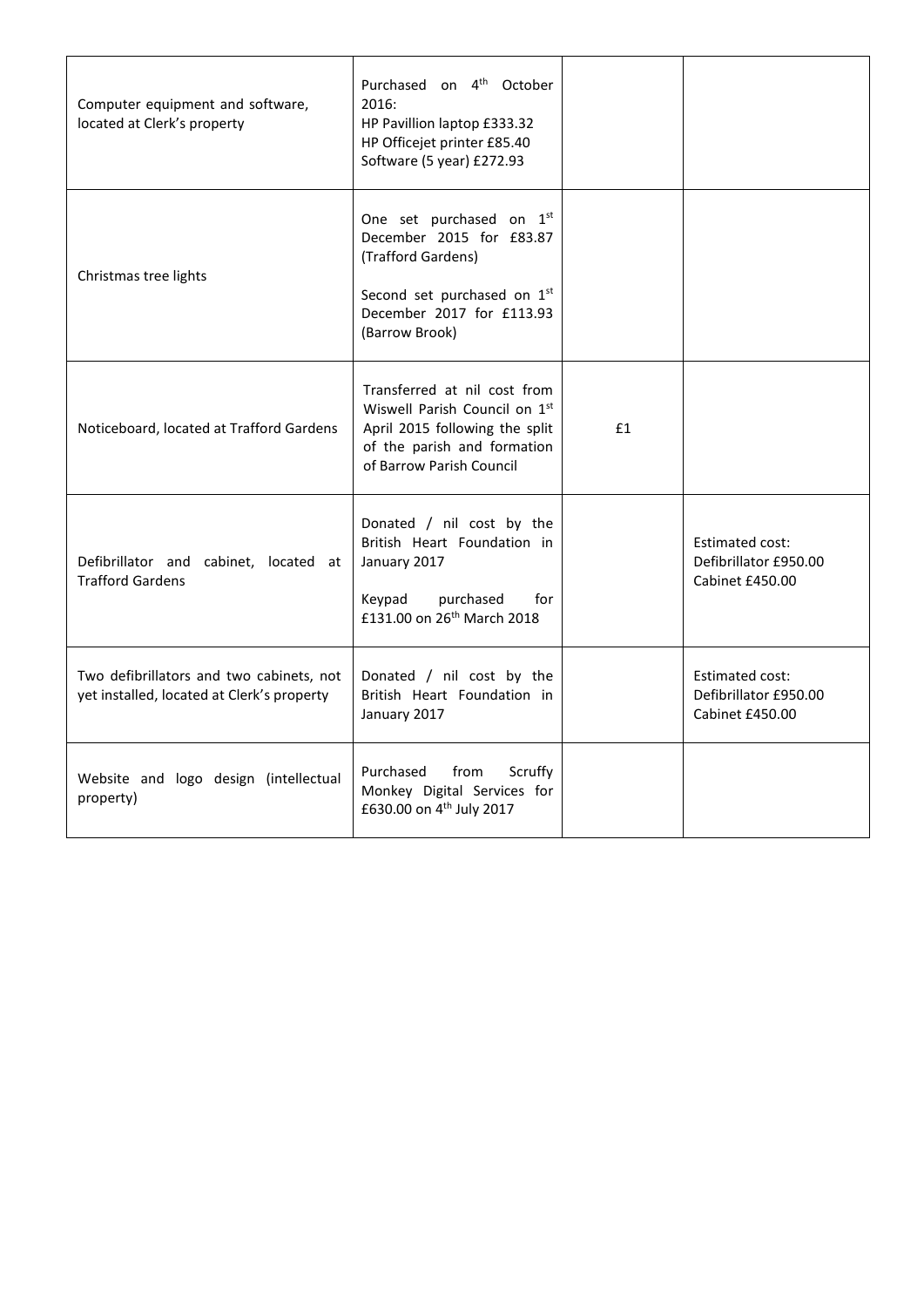| | | | |
|---|---|---|---|
| Computer equipment and software, located at Clerk's property | Purchased on 4th October 2016:<br>HP Pavillion laptop £333.32<br>HP Officejet printer £85.40<br>Software (5 year) £272.93 | | |
| Christmas tree lights | One set purchased on 1st December 2015 for £83.87 (Trafford Gardens)<br><br>Second set purchased on 1st December 2017 for £113.93 (Barrow Brook) | | |
| Noticeboard, located at Trafford Gardens | Transferred at nil cost from Wiswell Parish Council on 1st April 2015 following the split of the parish and formation of Barrow Parish Council | £1 | |
| Defibrillator and cabinet, located at Trafford Gardens | Donated / nil cost by the British Heart Foundation in January 2017<br><br>Keypad purchased for £131.00 on 26th March 2018 | | Estimated cost:<br>Defibrillator £950.00<br>Cabinet £450.00 |
| Two defibrillators and two cabinets, not yet installed, located at Clerk's property | Donated / nil cost by the British Heart Foundation in January 2017 | | Estimated cost:<br>Defibrillator £950.00<br>Cabinet £450.00 |
| Website and logo design (intellectual property) | Purchased from Scruffy Monkey Digital Services for £630.00 on 4th July 2017 | | |